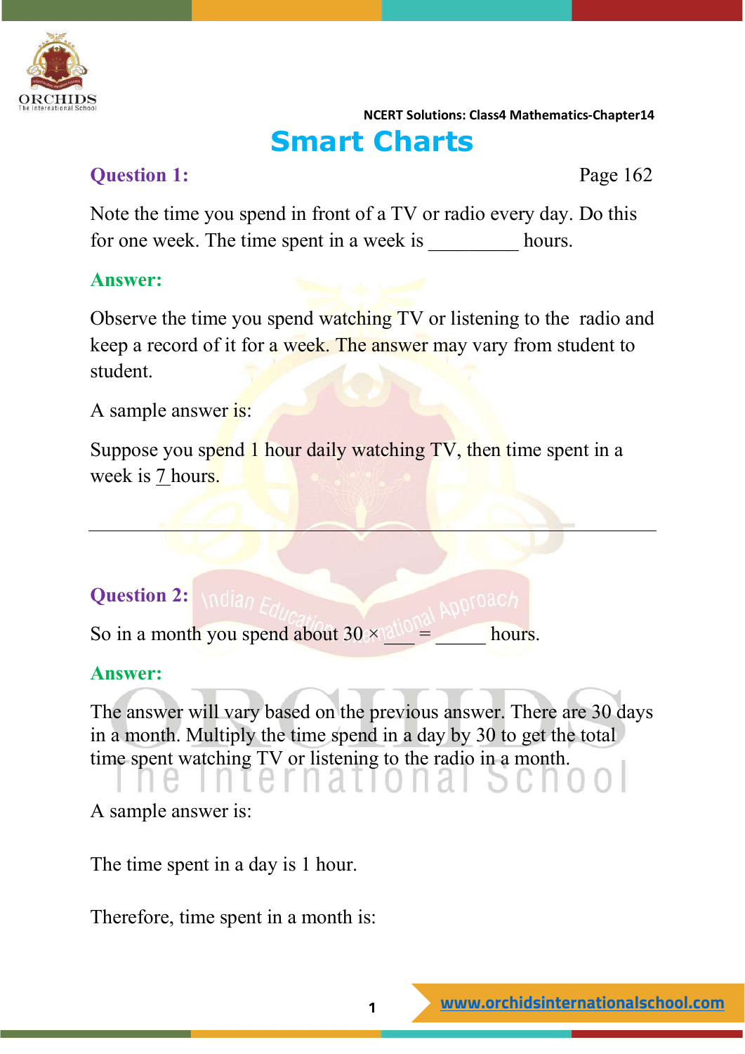NCERT Solutions: Class4 Mathematics-Chapter14

# Smart Charts

**Question 1:** Page 162

Note the time you spend in front of a TV or radio every day. Do this for one week. The time spent in a week is _________ hours.

**Answer:**

Observe the time you spend watching TV or listening to the radio and keep a record of it for a week. The answer may vary from student to student.

A sample answer is:

Suppose you spend 1 hour daily watching TV, then time spent in a week is 7 hours.

---

**Question 2:**

So in a month you spend about 30 × ___ = _____ hours.

**Answer:**

The answer will vary based on the previous answer. There are 30 days in a month. Multiply the time spend in a day by 30 to get the total time spent watching TV or listening to the radio in a month.

A sample answer is:

The time spent in a day is 1 hour.

Therefore, time spent in a month is: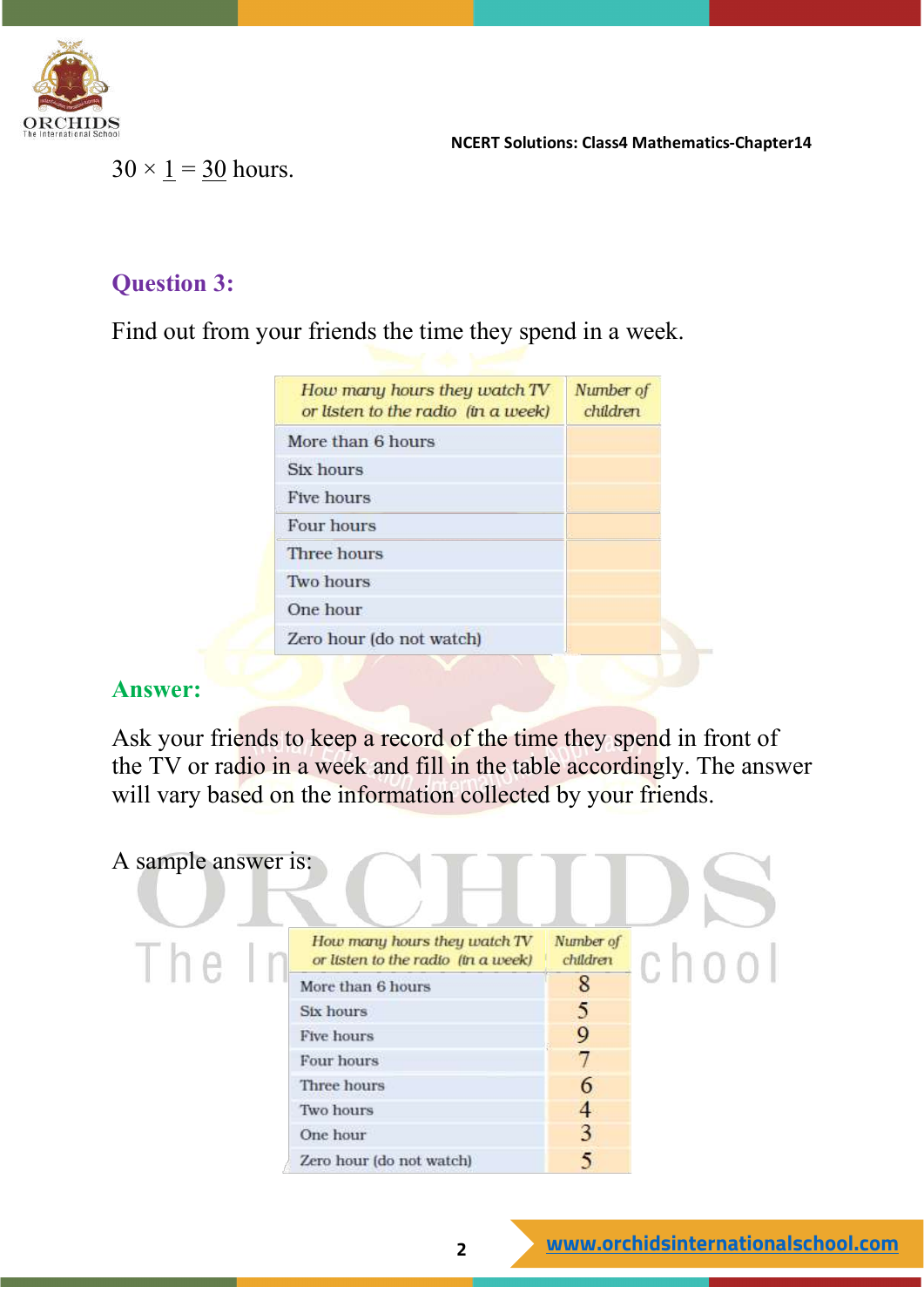$30 \times \underline{1} = \underline{30}$ hours.

## Question 3:

Find out from your friends the time they spend in a week.

| How many hours they watch TV or listen to the radio (in a week) | Number of children |
|---|---|
| More than 6 hours | |
| Six hours | |
| Five hours | |
| Four hours | |
| Three hours | |
| Two hours | |
| One hour | |
| Zero hour (do not watch) | |

## Answer:

Ask your friends to keep a record of the time they spend in front of the TV or radio in a week and fill in the table accordingly. The answer will vary based on the information collected by your friends.

A sample answer is:

| How many hours they watch TV or listen to the radio (in a week) | Number of children |
|---|---|
| More than 6 hours | 8 |
| Six hours | 5 |
| Five hours | 9 |
| Four hours | 7 |
| Three hours | 6 |
| Two hours | 4 |
| One hour | 3 |
| Zero hour (do not watch) | 5 |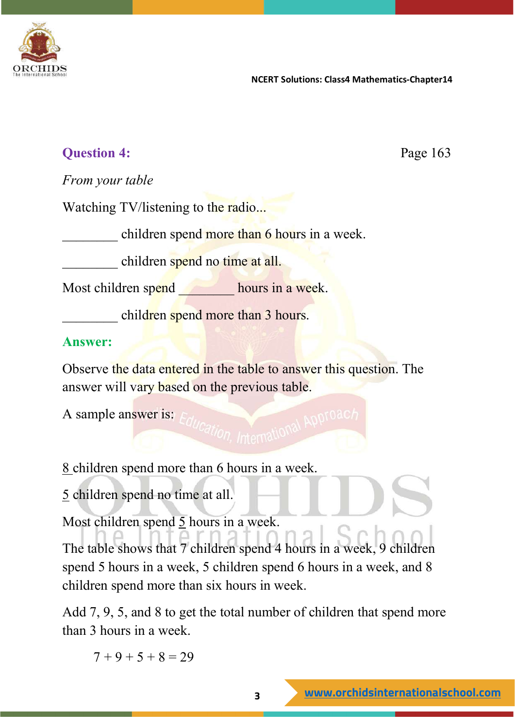**Question 4:** Page 163

*From your table*

Watching TV/listening to the radio...

________ children spend more than 6 hours in a week.

________ children spend no time at all.

Most children spend ________ hours in a week.

________ children spend more than 3 hours.

**Answer:**

Observe the data entered in the table to answer this question. The answer will vary based on the previous table.

A sample answer is:

8 children spend more than 6 hours in a week.

5 children spend no time at all.

Most children spend 5 hours in a week.

The table shows that 7 children spend 4 hours in a week, 9 children spend 5 hours in a week, 5 children spend 6 hours in a week, and 8 children spend more than six hours in week.

Add 7, 9, 5, and 8 to get the total number of children that spend more than 3 hours in a week.

$$7 + 9 + 5 + 8 = 29$$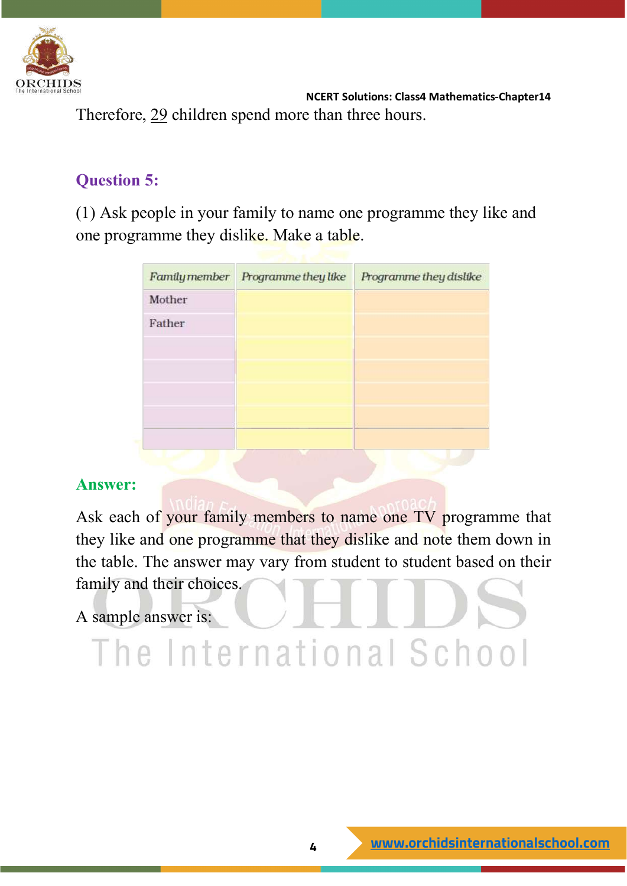Therefore, 29 children spend more than three hours.

### Question 5:

(1) Ask people in your family to name one programme they like and one programme they dislike. Make a table.

| Family member | Programme they like | Programme they dislike |
|---|---|---|
| Mother | | |
| Father | | |
| | | |
| | | |
| | | |
| | | |
| | | |

### Answer:

Ask each of your family members to name one TV programme that they like and one programme that they dislike and note them down in the table. The answer may vary from student to student based on their family and their choices.

A sample answer is: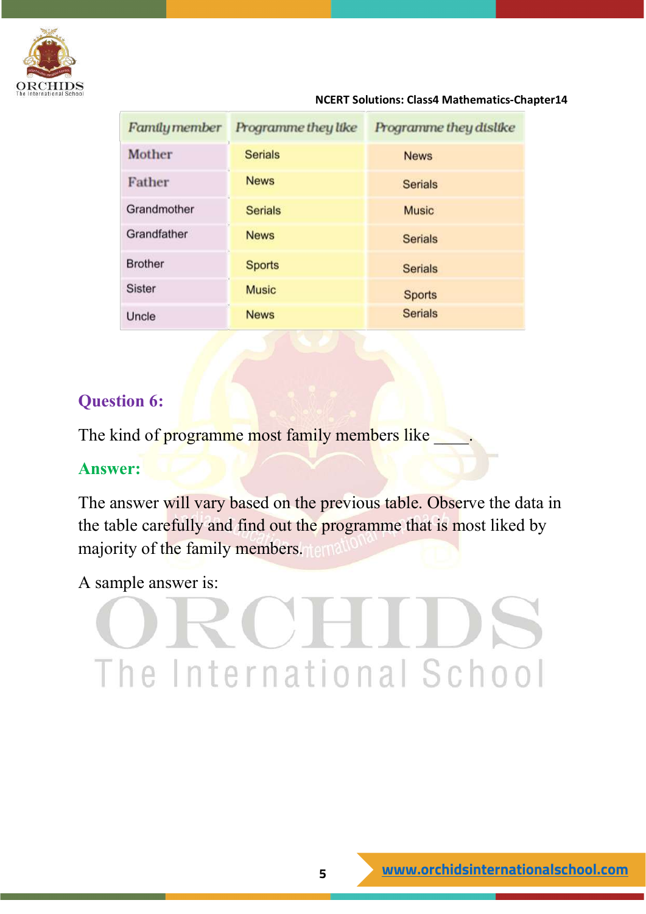| Family member | Programme they like | Programme they dislike |
|---|---|---|
| Mother | Serials | News |
| Father | News | Serials |
| Grandmother | Serials | Music |
| Grandfather | News | Serials |
| Brother | Sports | Serials |
| Sister | Music | Sports |
| Uncle | News | Serials |

**Question 6:**

The kind of programme most family members like ____.

**Answer:**

The answer will vary based on the previous table. Observe the data in the table carefully and find out the programme that is most liked by majority of the family members.

A sample answer is: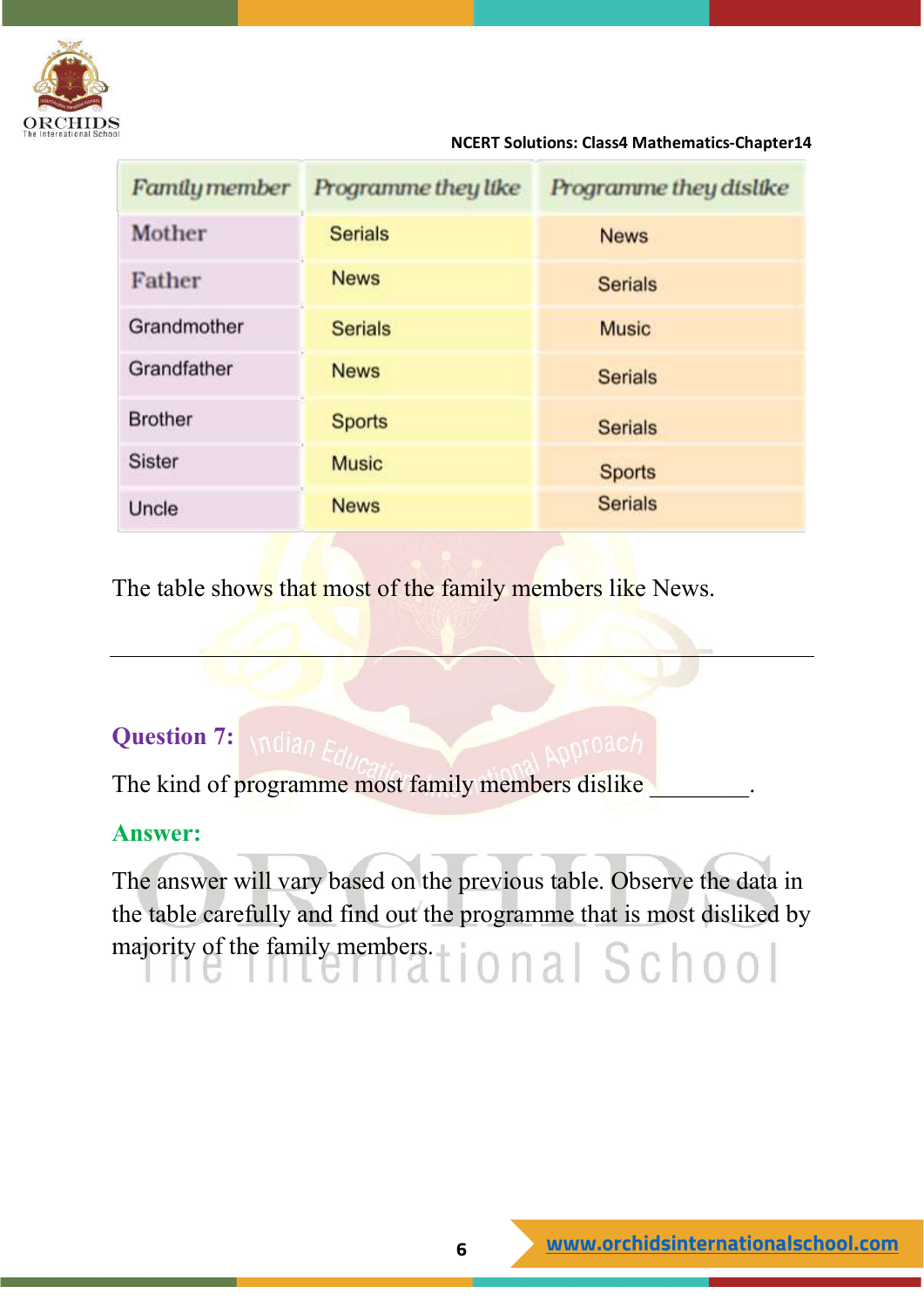| Family member | Programme they like | Programme they dislike |
|---|---|---|
| Mother | Serials | News |
| Father | News | Serials |
| Grandmother | Serials | Music |
| Grandfather | News | Serials |
| Brother | Sports | Serials |
| Sister | Music | Sports |
| Uncle | News | Serials |

The table shows that most of the family members like News.

---

**Question 7:**

The kind of programme most family members dislike ________.

**Answer:**

The answer will vary based on the previous table. Observe the data in the table carefully and find out the programme that is most disliked by majority of the family members.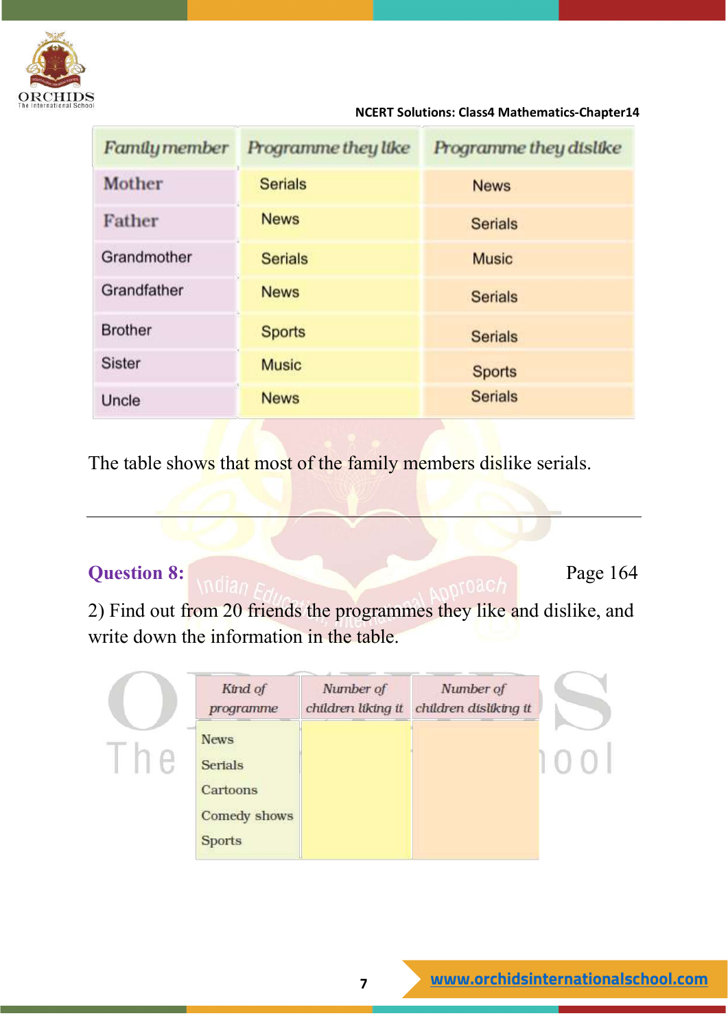| Family member | Programme they like | Programme they dislike |
|---|---|---|
| Mother | Serials | News |
| Father | News | Serials |
| Grandmother | Serials | Music |
| Grandfather | News | Serials |
| Brother | Sports | Serials |
| Sister | Music | Sports |
| Uncle | News | Serials |

The table shows that most of the family members dislike serials.

---

**Question 8:** Page 164

2) Find out from 20 friends the programmes they like and dislike, and write down the information in the table.

| Kind of programme | Number of children liking it | Number of children disliking it |
|---|---|---|
| News | | |
| Serials | | |
| Cartoons | | |
| Comedy shows | | |
| Sports | | |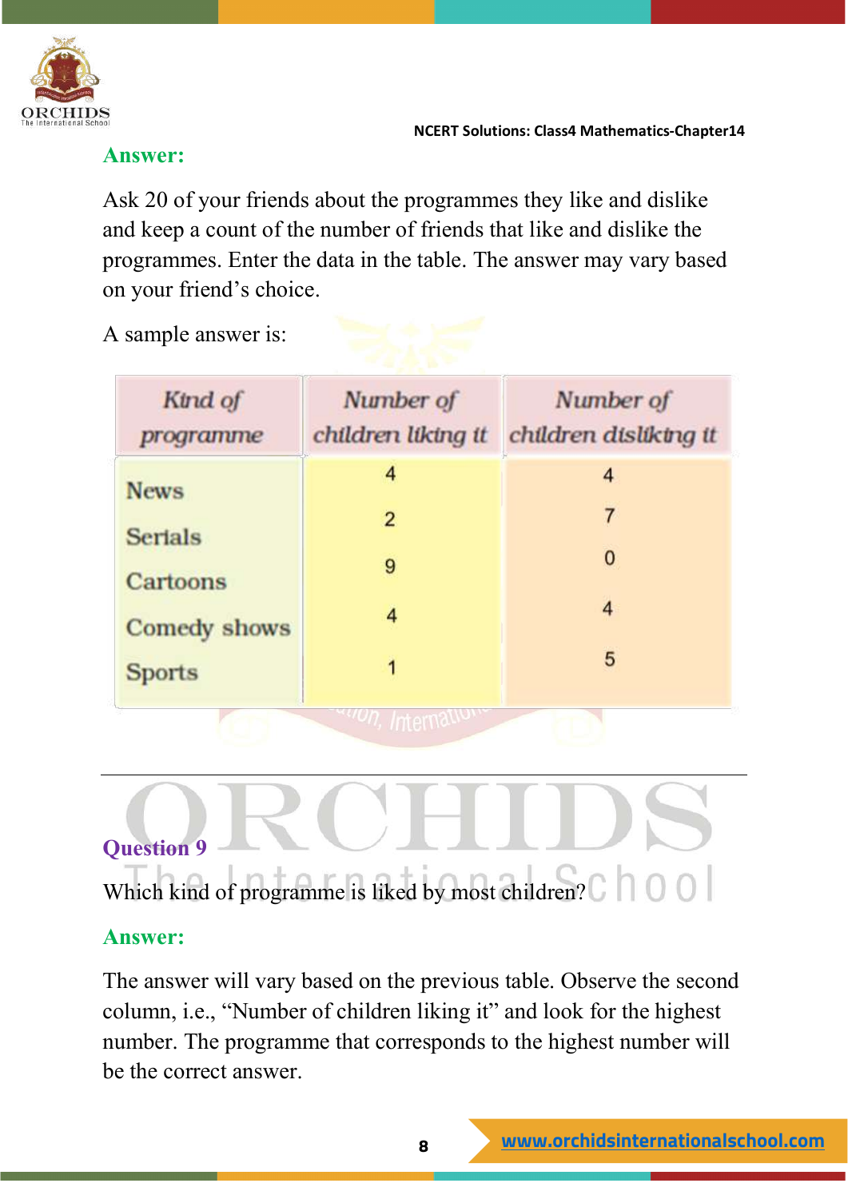**Answer:**

Ask 20 of your friends about the programmes they like and dislike and keep a count of the number of friends that like and dislike the programmes. Enter the data in the table. The answer may vary based on your friend's choice.

A sample answer is:

| Kind of programme | Number of children liking it | Number of children disliking it |
|---|---|---|
| News | 4 | 4 |
| Serials | 2 | 7 |
| Cartoons | 9 | 0 |
| Comedy shows | 4 | 4 |
| Sports | 1 | 5 |

---

**Question 9**

Which kind of programme is liked by most children?

**Answer:**

The answer will vary based on the previous table. Observe the second column, i.e., "Number of children liking it" and look for the highest number. The programme that corresponds to the highest number will be the correct answer.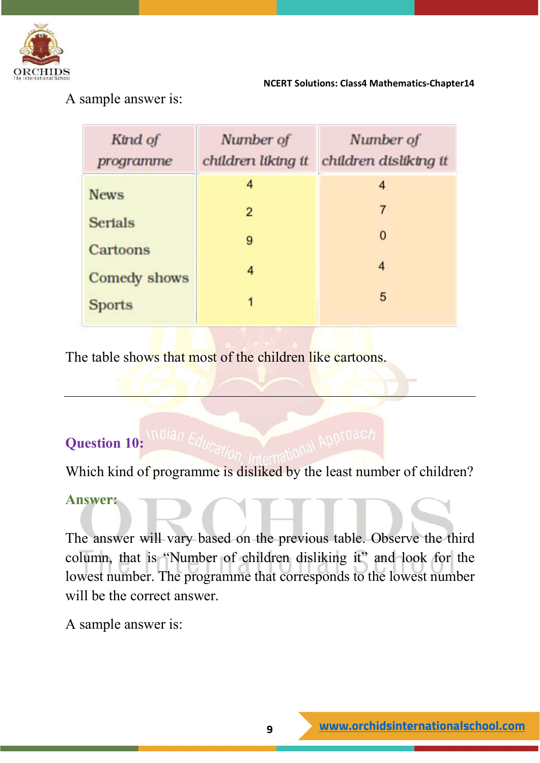A sample answer is:

| Kind of programme | Number of children liking it | Number of children disliking it |
|---|---|---|
| News | 4 | 4 |
| Serials | 2 | 7 |
| Cartoons | 9 | 0 |
| Comedy shows | 4 | 4 |
| Sports | 1 | 5 |

The table shows that most of the children like cartoons.

---

**Question 10:**

Which kind of programme is disliked by the least number of children?

**Answer:**

The answer will vary based on the previous table. Observe the third column, that is "Number of children disliking it" and look for the lowest number. The programme that corresponds to the lowest number will be the correct answer.

A sample answer is: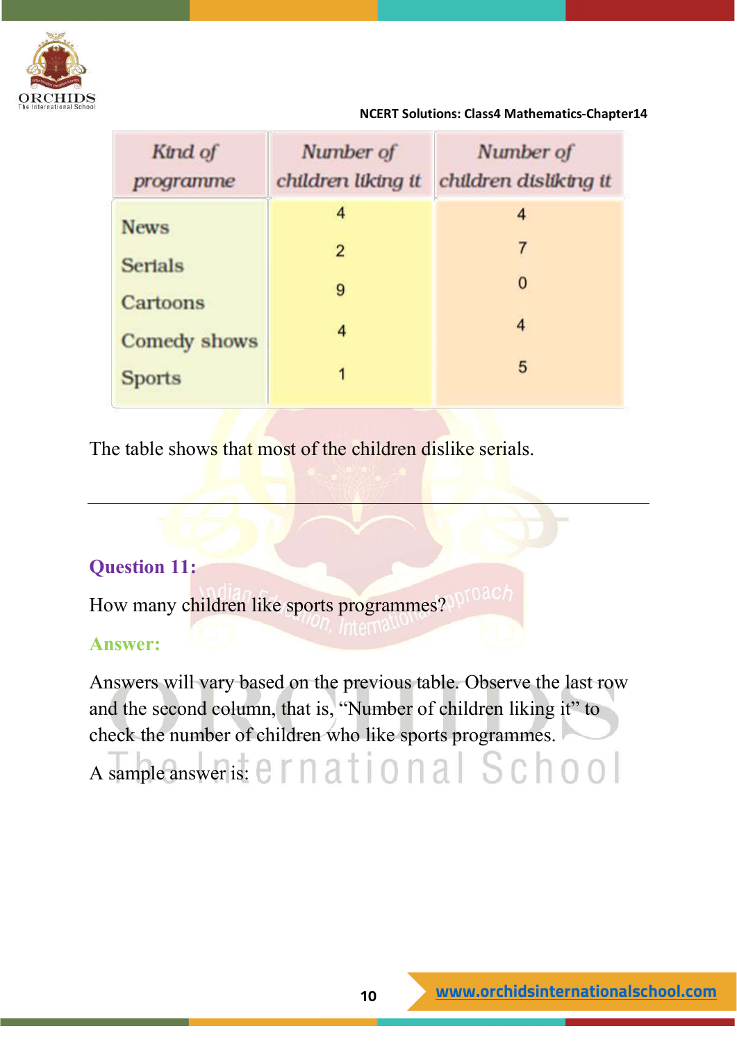| Kind of programme | Number of children liking it | Number of children disliking it |
|---|---|---|
| News | 4 | 4 |
| Serials | 2 | 7 |
| Cartoons | 9 | 0 |
| Comedy shows | 4 | 4 |
| Sports | 1 | 5 |

The table shows that most of the children dislike serials.

---

### Question 11:

How many children like sports programmes?

### Answer:

Answers will vary based on the previous table. Observe the last row and the second column, that is, "Number of children liking it" to check the number of children who like sports programmes.

A sample answer is: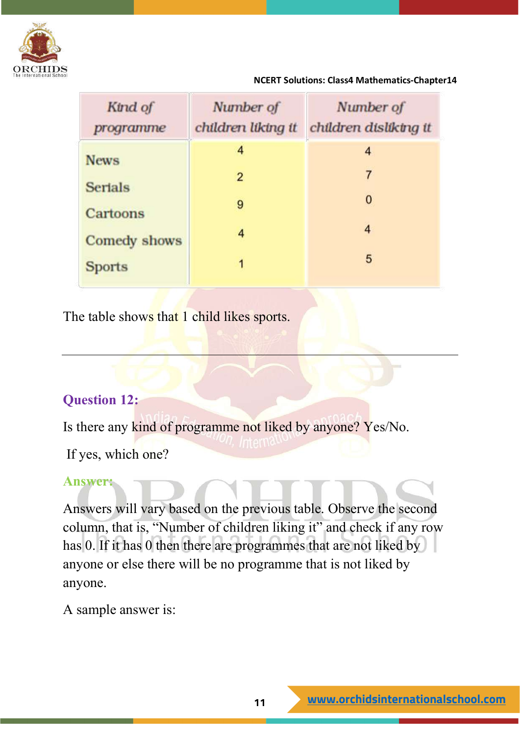| Kind of programme | Number of children liking it | Number of children disliking it |
|---|---|---|
| News | 4 | 4 |
| Serials | 2 | 7 |
| Cartoons | 9 | 0 |
| Comedy shows | 4 | 4 |
| Sports | 1 | 5 |

The table shows that 1 child likes sports.

---

**Question 12:**

Is there any kind of programme not liked by anyone? Yes/No.

If yes, which one?

**Answer:**

Answers will vary based on the previous table. Observe the second column, that is, "Number of children liking it" and check if any row has 0. If it has 0 then there are programmes that are not liked by anyone or else there will be no programme that is not liked by anyone.

A sample answer is: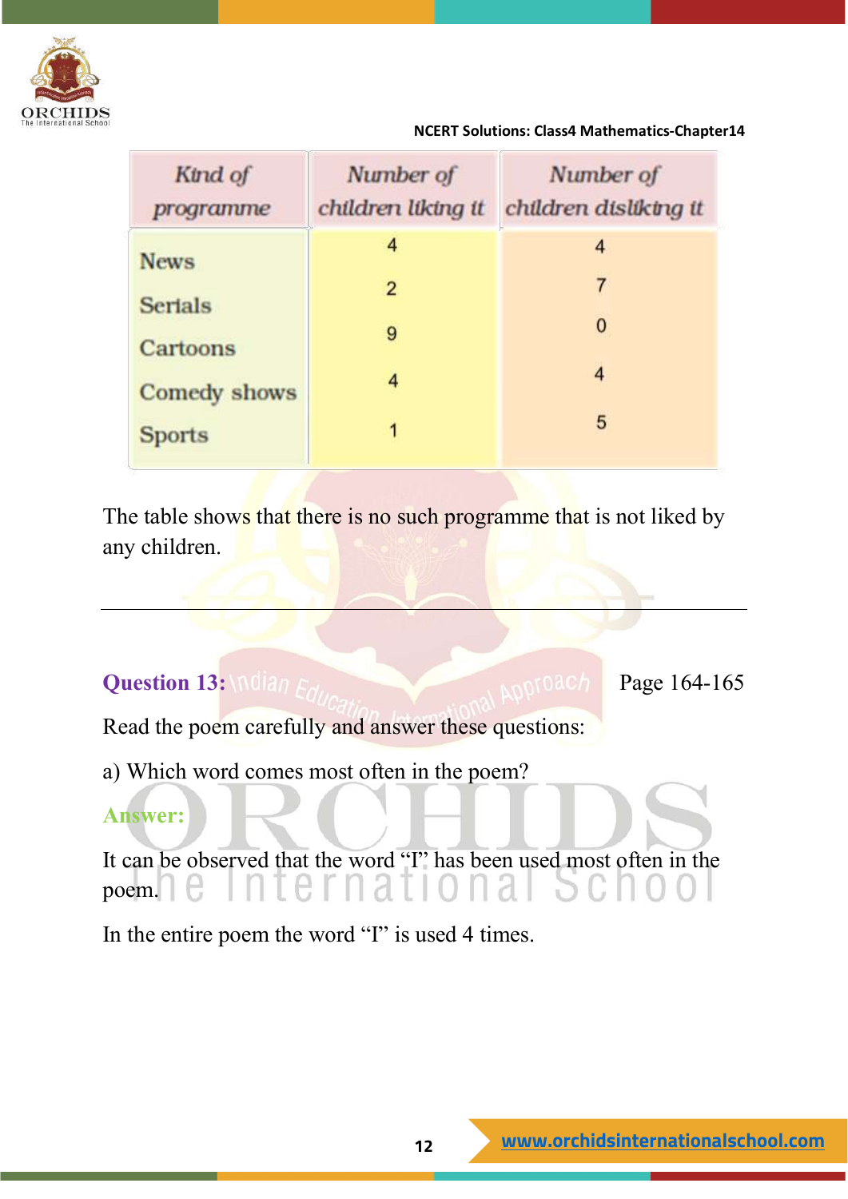| Kind of programme | Number of children liking it | Number of children disliking it |
|---|---|---|
| News | 4 | 4 |
| Serials | 2 | 7 |
| Cartoons | 9 | 0 |
| Comedy shows | 4 | 4 |
| Sports | 1 | 5 |

The table shows that there is no such programme that is not liked by any children.

---

**Question 13:** Page 164-165

Read the poem carefully and answer these questions:

a) Which word comes most often in the poem?

**Answer:**

It can be observed that the word "I" has been used most often in the poem.

In the entire poem the word "I" is used 4 times.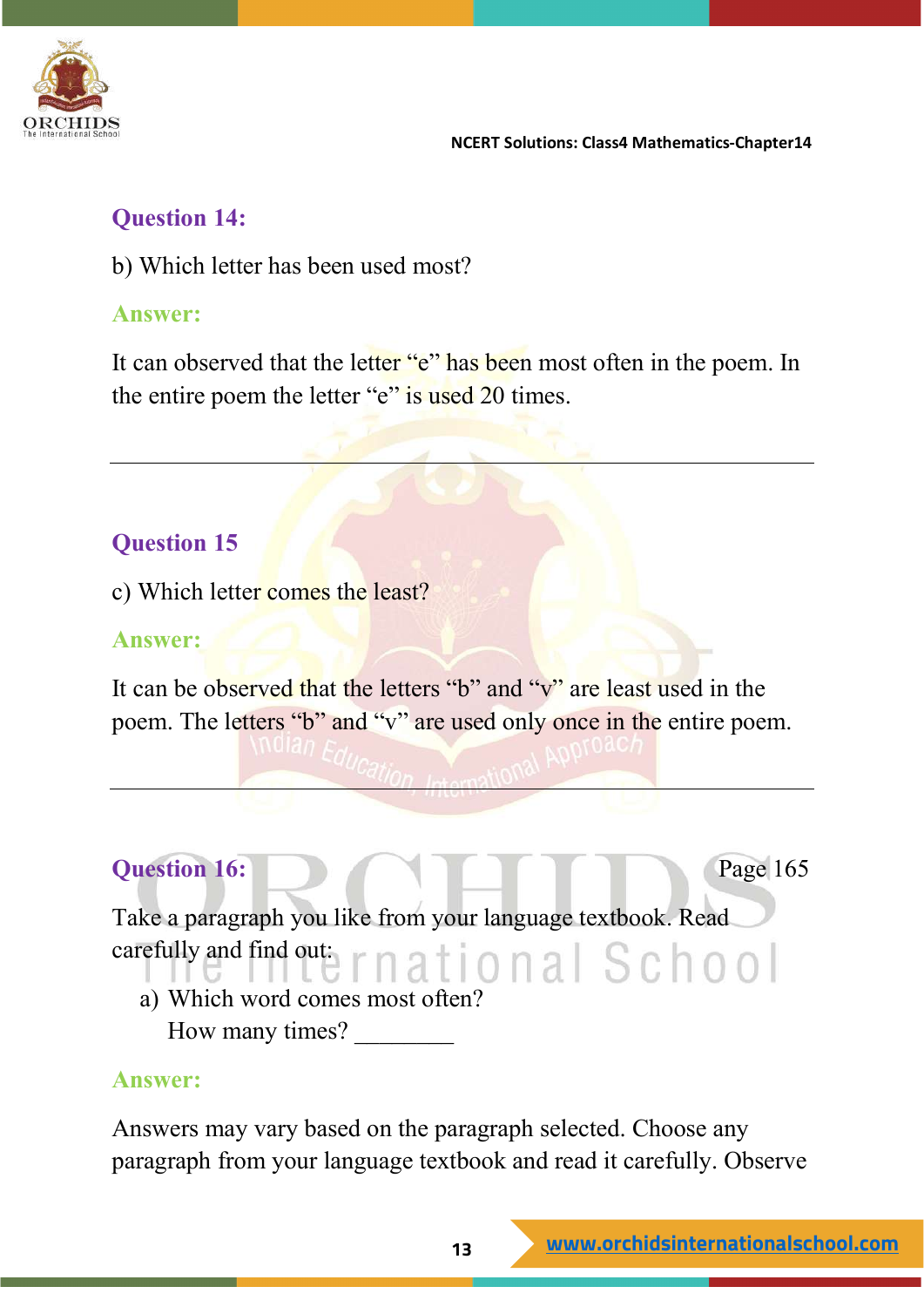### Question 14:

b) Which letter has been used most?

**Answer:**

It can observed that the letter "e" has been most often in the poem. In the entire poem the letter "e" is used 20 times.

---

### Question 15

c) Which letter comes the least?

**Answer:**

It can be observed that the letters "b" and "v" are least used in the poem. The letters "b" and "v" are used only once in the entire poem.

---

### Question 16:

Page 165

Take a paragraph you like from your language textbook. Read carefully and find out:

a) Which word comes most often?
   How many times? ________

**Answer:**

Answers may vary based on the paragraph selected. Choose any paragraph from your language textbook and read it carefully. Observe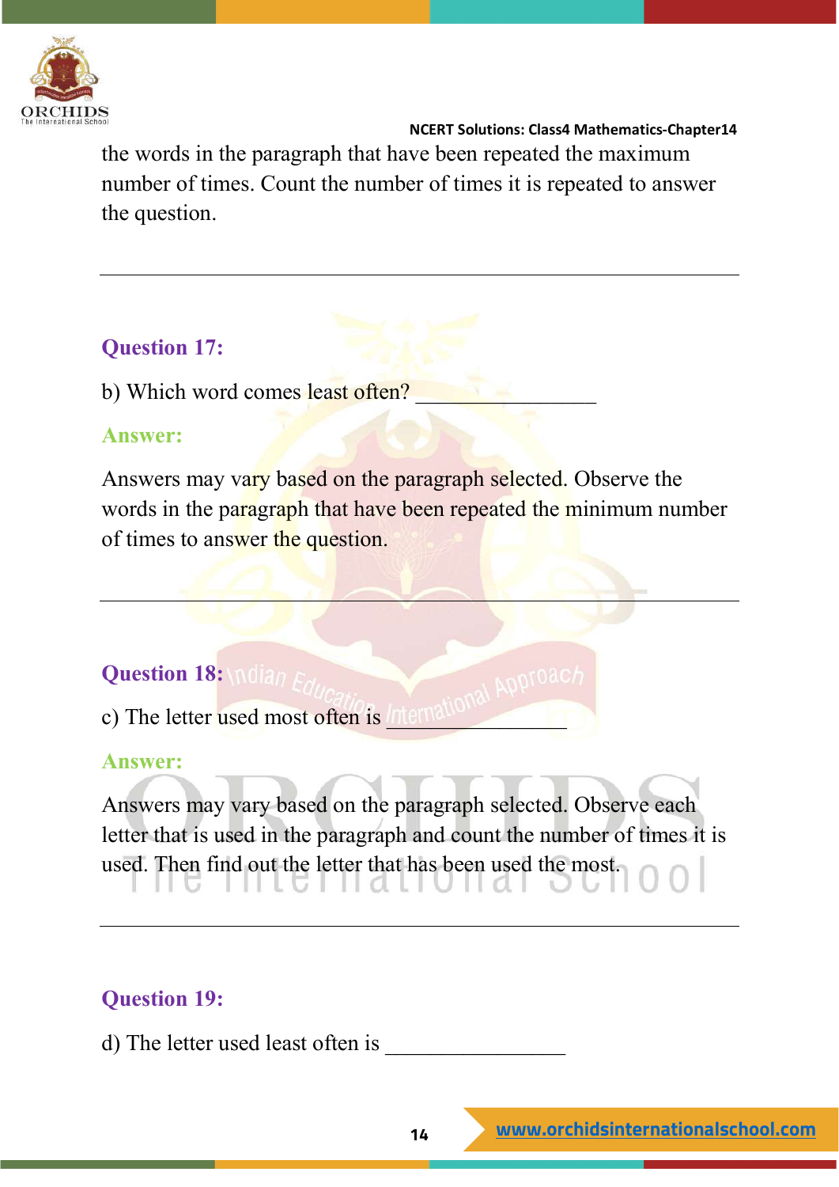the words in the paragraph that have been repeated the maximum number of times. Count the number of times it is repeated to answer the question.

---

### Question 17:

b) Which word comes least often? _______________

### Answer:

Answers may vary based on the paragraph selected. Observe the words in the paragraph that have been repeated the minimum number of times to answer the question.

---

### Question 18:

c) The letter used most often is _______________

### Answer:

Answers may vary based on the paragraph selected. Observe each letter that is used in the paragraph and count the number of times it is used. Then find out the letter that has been used the most.

---

### Question 19:

d) The letter used least often is _______________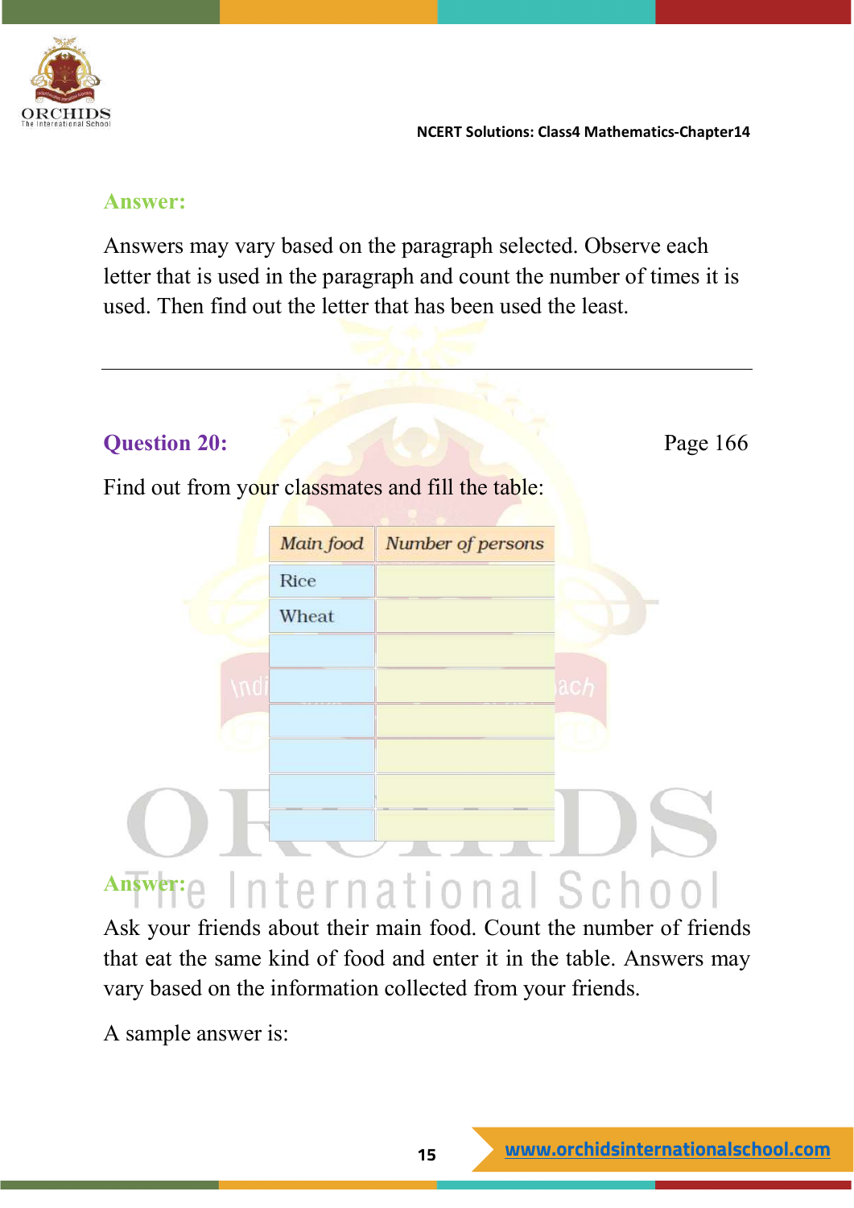**Answer:**

Answers may vary based on the paragraph selected. Observe each letter that is used in the paragraph and count the number of times it is used. Then find out the letter that has been used the least.

---

**Question 20:** Page 166

Find out from your classmates and fill the table:

| *Main food* | *Number of persons* |
|---|---|
| Rice | |
| Wheat | |
| | |
| | |
| | |
| | |
| | |
| | |

**Answer:**

Ask your friends about their main food. Count the number of friends that eat the same kind of food and enter it in the table. Answers may vary based on the information collected from your friends.

A sample answer is: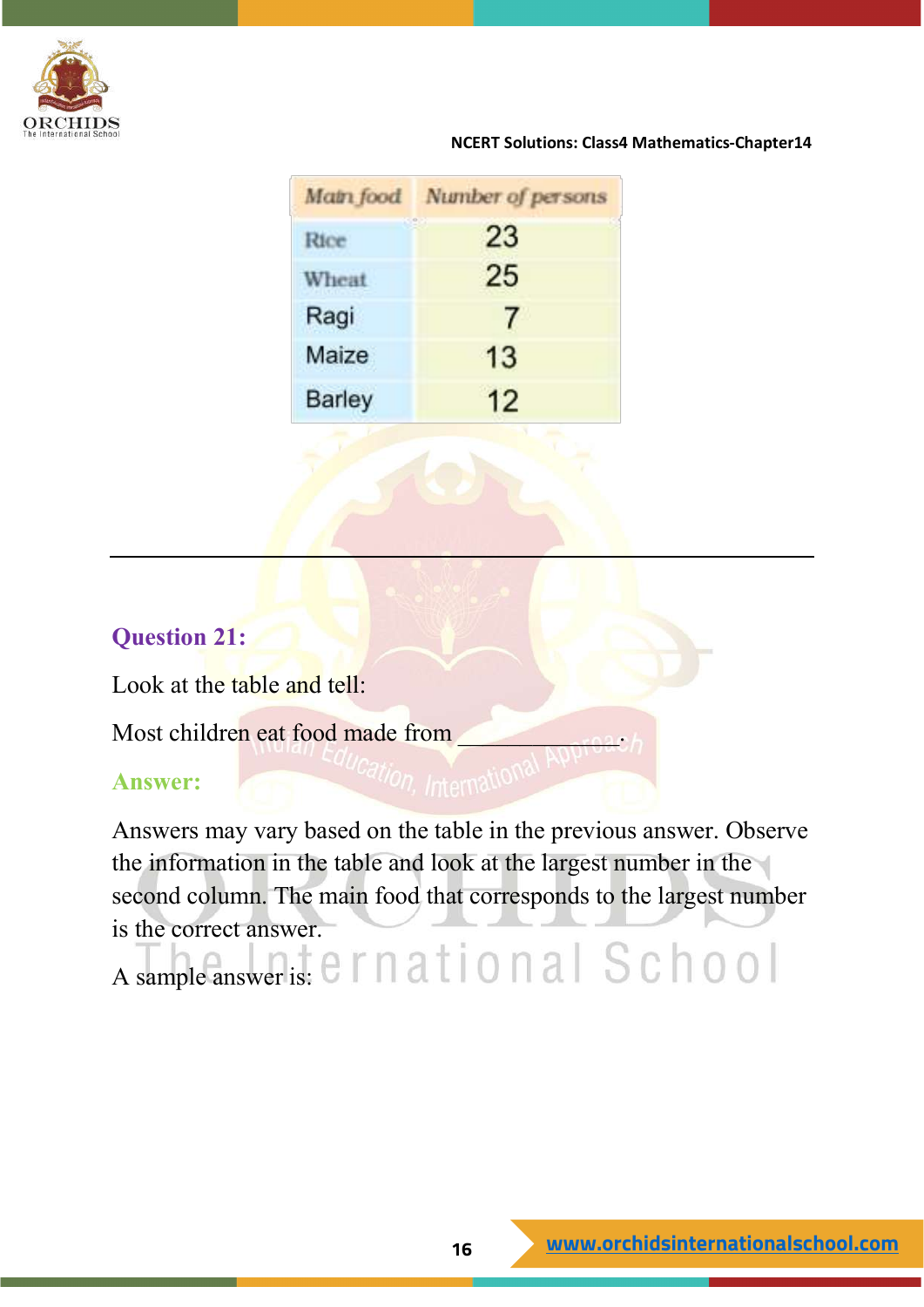| Main food | Number of persons |
| --- | --- |
| Rice | 23 |
| Wheat | 25 |
| Ragi | 7 |
| Maize | 13 |
| Barley | 12 |

---

**Question 21:**

Look at the table and tell:

Most children eat food made from \_\_\_\_\_\_\_\_\_\_\_\_.

**Answer:**

Answers may vary based on the table in the previous answer. Observe the information in the table and look at the largest number in the second column. The main food that corresponds to the largest number is the correct answer.

A sample answer is: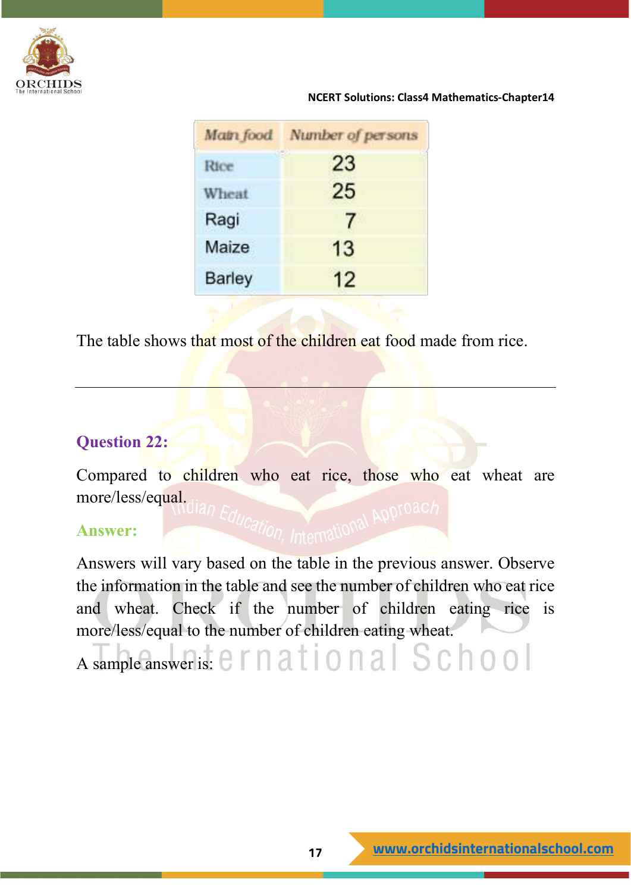| Main food | Number of persons |
|---|---|
| Rice | 23 |
| Wheat | 25 |
| Ragi | 7 |
| Maize | 13 |
| Barley | 12 |

The table shows that most of the children eat food made from rice.

---

**Question 22:**

Compared to children who eat rice, those who eat wheat are more/less/equal.

**Answer:**

Answers will vary based on the table in the previous answer. Observe the information in the table and see the number of children who eat rice and wheat. Check if the number of children eating rice is more/less/equal to the number of children eating wheat.

A sample answer is: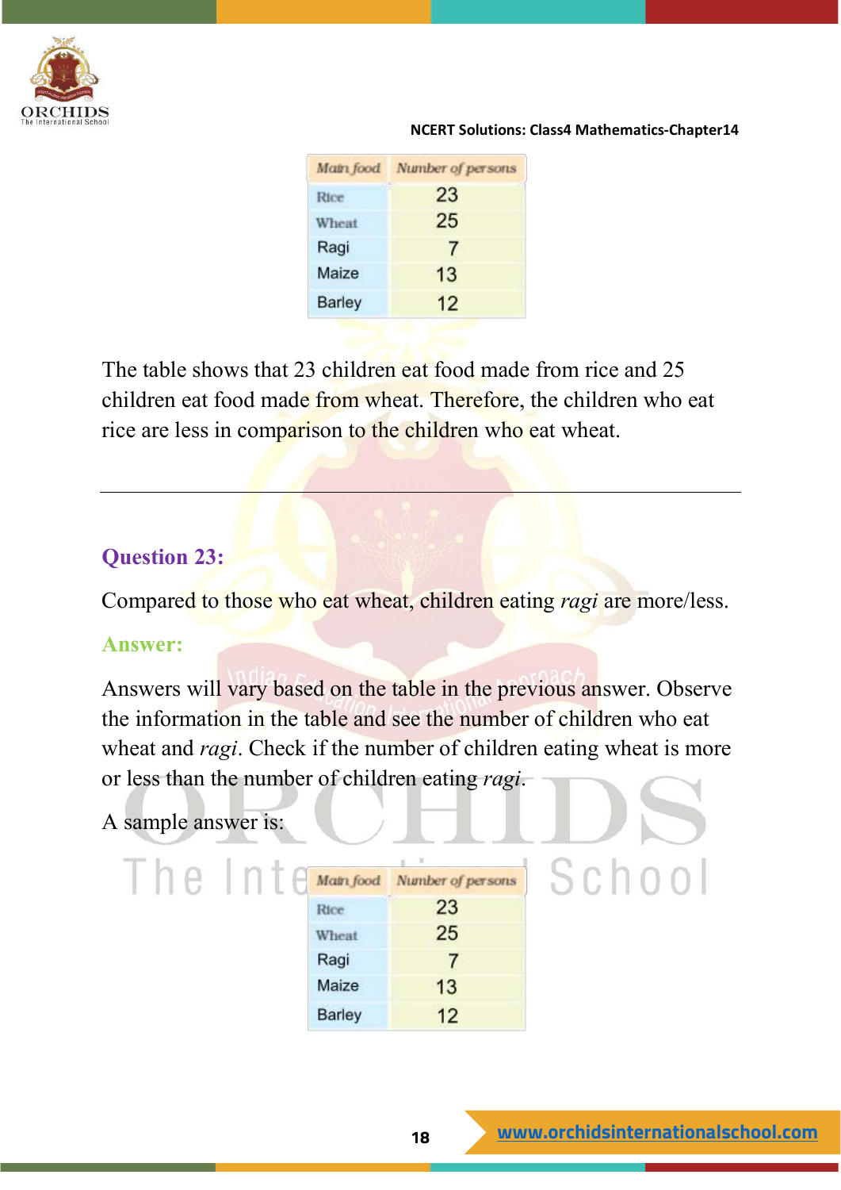| Main food | Number of persons |
|---|---|
| Rice | 23 |
| Wheat | 25 |
| Ragi | 7 |
| Maize | 13 |
| Barley | 12 |

The table shows that 23 children eat food made from rice and 25 children eat food made from wheat. Therefore, the children who eat rice are less in comparison to the children who eat wheat.

---

### Question 23:

Compared to those who eat wheat, children eating *ragi* are more/less.

### Answer:

Answers will vary based on the table in the previous answer. Observe the information in the table and see the number of children who eat wheat and *ragi*. Check if the number of children eating wheat is more or less than the number of children eating *ragi*.

A sample answer is:

| Main food | Number of persons |
|---|---|
| Rice | 23 |
| Wheat | 25 |
| Ragi | 7 |
| Maize | 13 |
| Barley | 12 |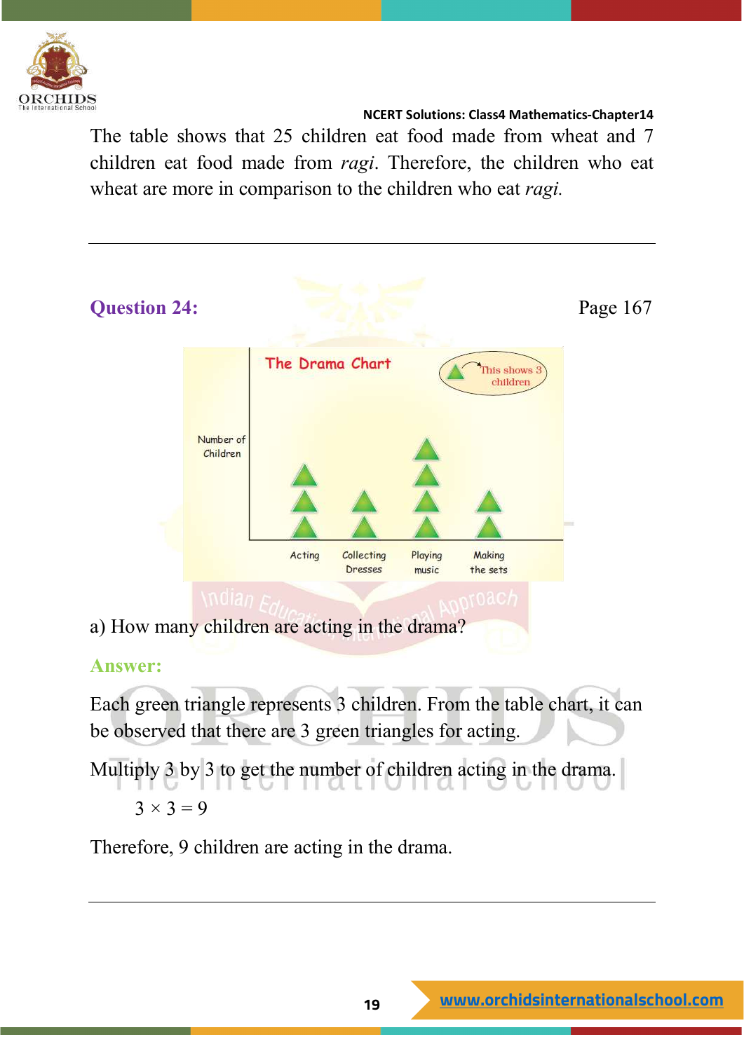The table shows that 25 children eat food made from wheat and 7 children eat food made from *ragi*. Therefore, the children who eat wheat are more in comparison to the children who eat *ragi.*

---

**Question 24:** Page 167

a) How many children are acting in the drama?

**Answer:**

Each green triangle represents 3 children. From the table chart, it can be observed that there are 3 green triangles for acting.

Multiply 3 by 3 to get the number of children acting in the drama.

$3 \times 3 = 9$

Therefore, 9 children are acting in the drama.

---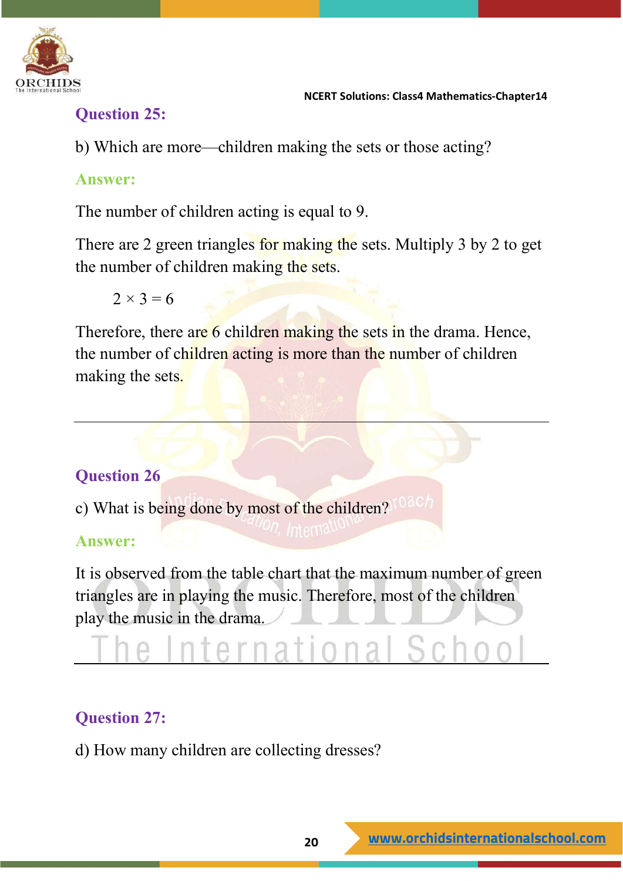### Question 25:

b) Which are more—children making the sets or those acting?

**Answer:**

The number of children acting is equal to 9.

There are 2 green triangles for making the sets. Multiply 3 by 2 to get the number of children making the sets.

$$2 \times 3 = 6$$

Therefore, there are 6 children making the sets in the drama. Hence, the number of children acting is more than the number of children making the sets.

---

### Question 26

c) What is being done by most of the children?

**Answer:**

It is observed from the table chart that the maximum number of green triangles are in playing the music. Therefore, most of the children play the music in the drama.

---

### Question 27:

d) How many children are collecting dresses?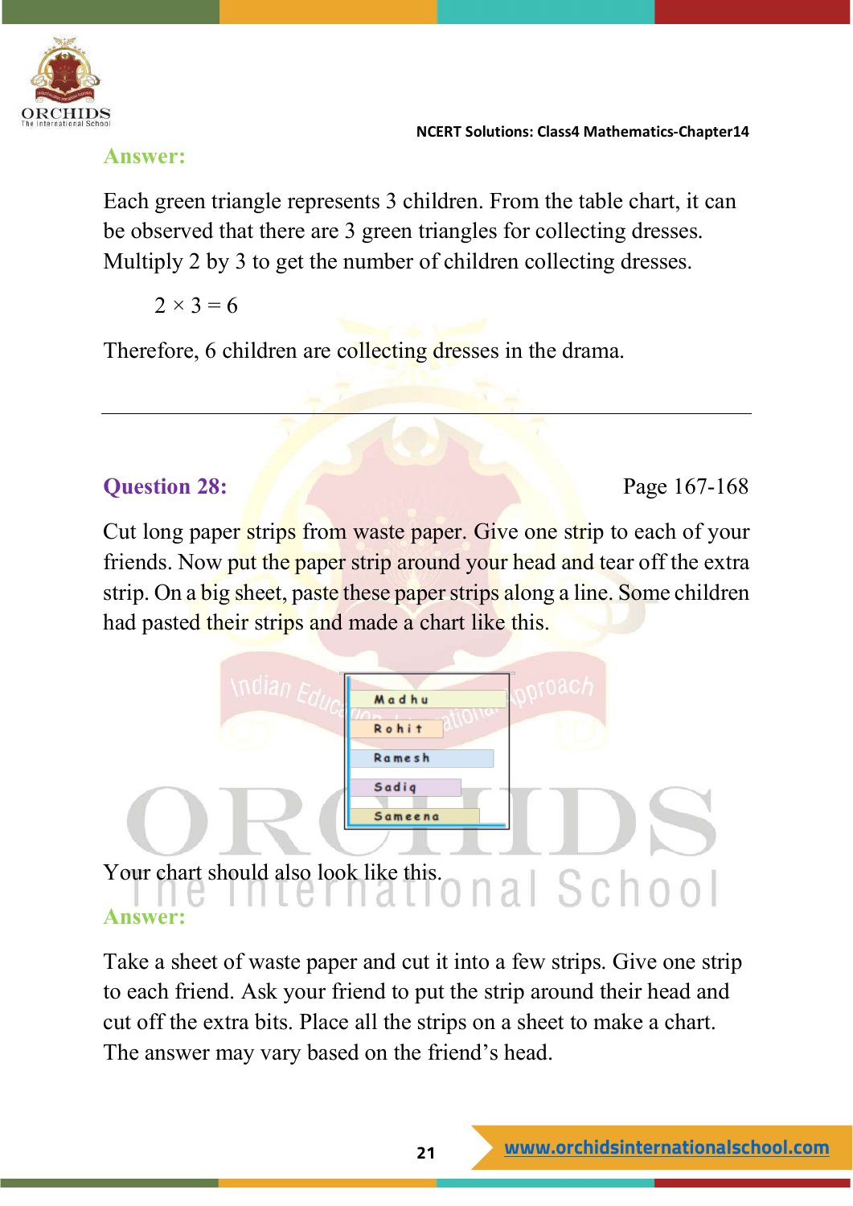**Answer:**

Each green triangle represents 3 children. From the table chart, it can be observed that there are 3 green triangles for collecting dresses. Multiply 2 by 3 to get the number of children collecting dresses.

$$2 \times 3 = 6$$

Therefore, 6 children are collecting dresses in the drama.

---

**Question 28:** Page 167-168

Cut long paper strips from waste paper. Give one strip to each of your friends. Now put the paper strip around your head and tear off the extra strip. On a big sheet, paste these paper strips along a line. Some children had pasted their strips and made a chart like this.

Madhu

Rohit

Ramesh

Sadiq

Sameena

Your chart should also look like this.

**Answer:**

Take a sheet of waste paper and cut it into a few strips. Give one strip to each friend. Ask your friend to put the strip around their head and cut off the extra bits. Place all the strips on a sheet to make a chart. The answer may vary based on the friend's head.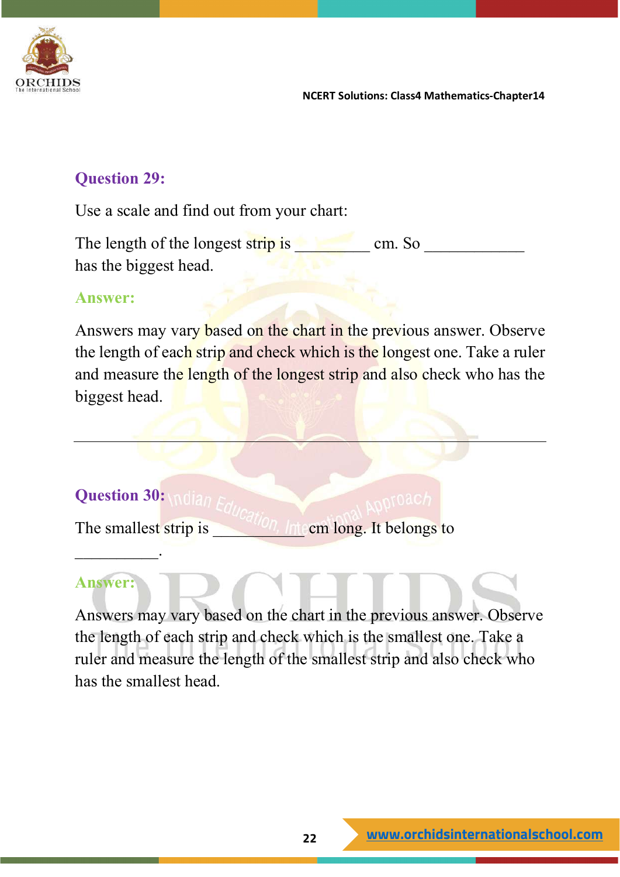### Question 29:

Use a scale and find out from your chart:

The length of the longest strip is _________ cm. So ____________ has the biggest head.

**Answer:**

Answers may vary based on the chart in the previous answer. Observe the length of each strip and check which is the longest one. Take a ruler and measure the length of the longest strip and also check who has the biggest head.

---

### Question 30:

The smallest strip is ___________ cm long. It belongs to __________.

**Answer:**

Answers may vary based on the chart in the previous answer. Observe the length of each strip and check which is the smallest one. Take a ruler and measure the length of the smallest strip and also check who has the smallest head.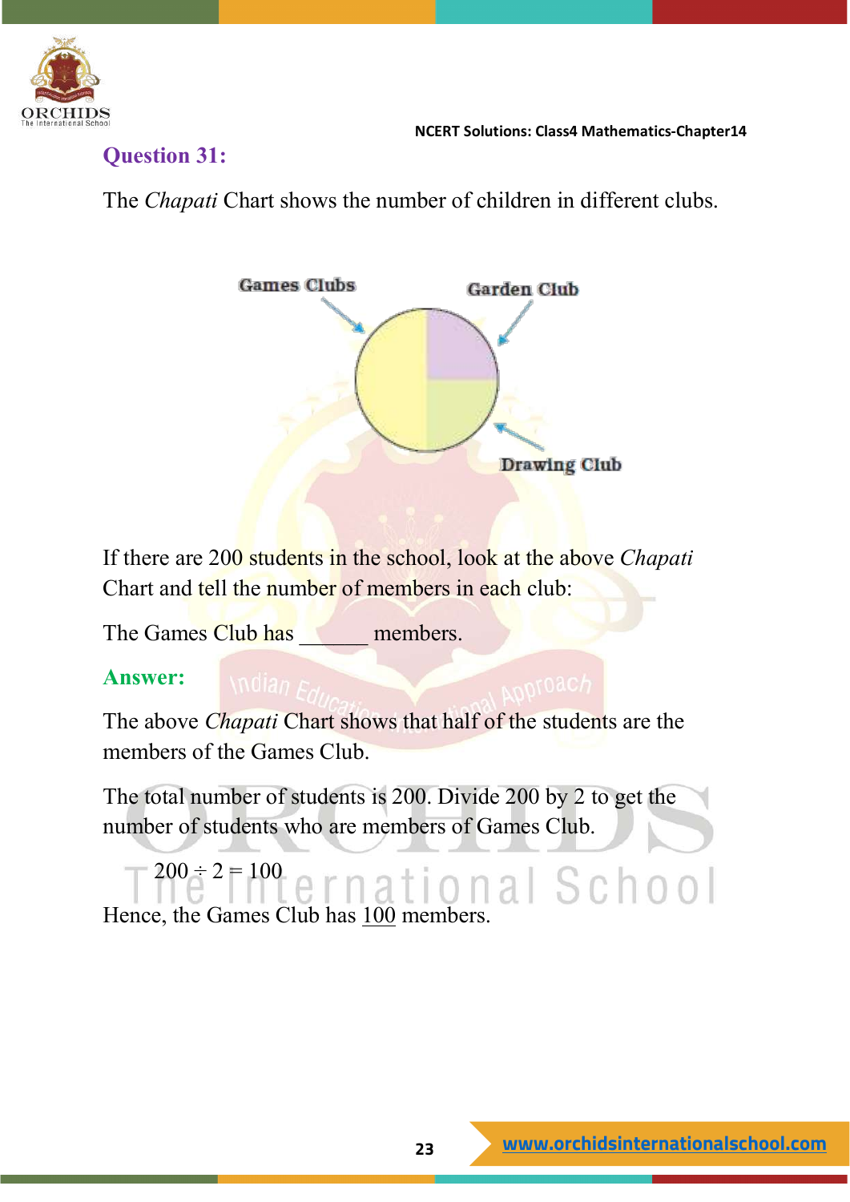### Question 31:

The *Chapati* Chart shows the number of children in different clubs.

Games Clubs

Garden Club

Drawing Club

If there are 200 students in the school, look at the above *Chapati* Chart and tell the number of members in each club:

The Games Club has ______ members.

### Answer:

The above *Chapati* Chart shows that half of the students are the members of the Games Club.

The total number of students is 200. Divide 200 by 2 to get the number of students who are members of Games Club.

$200 \div 2 = 100$

Hence, the Games Club has <u>100</u> members.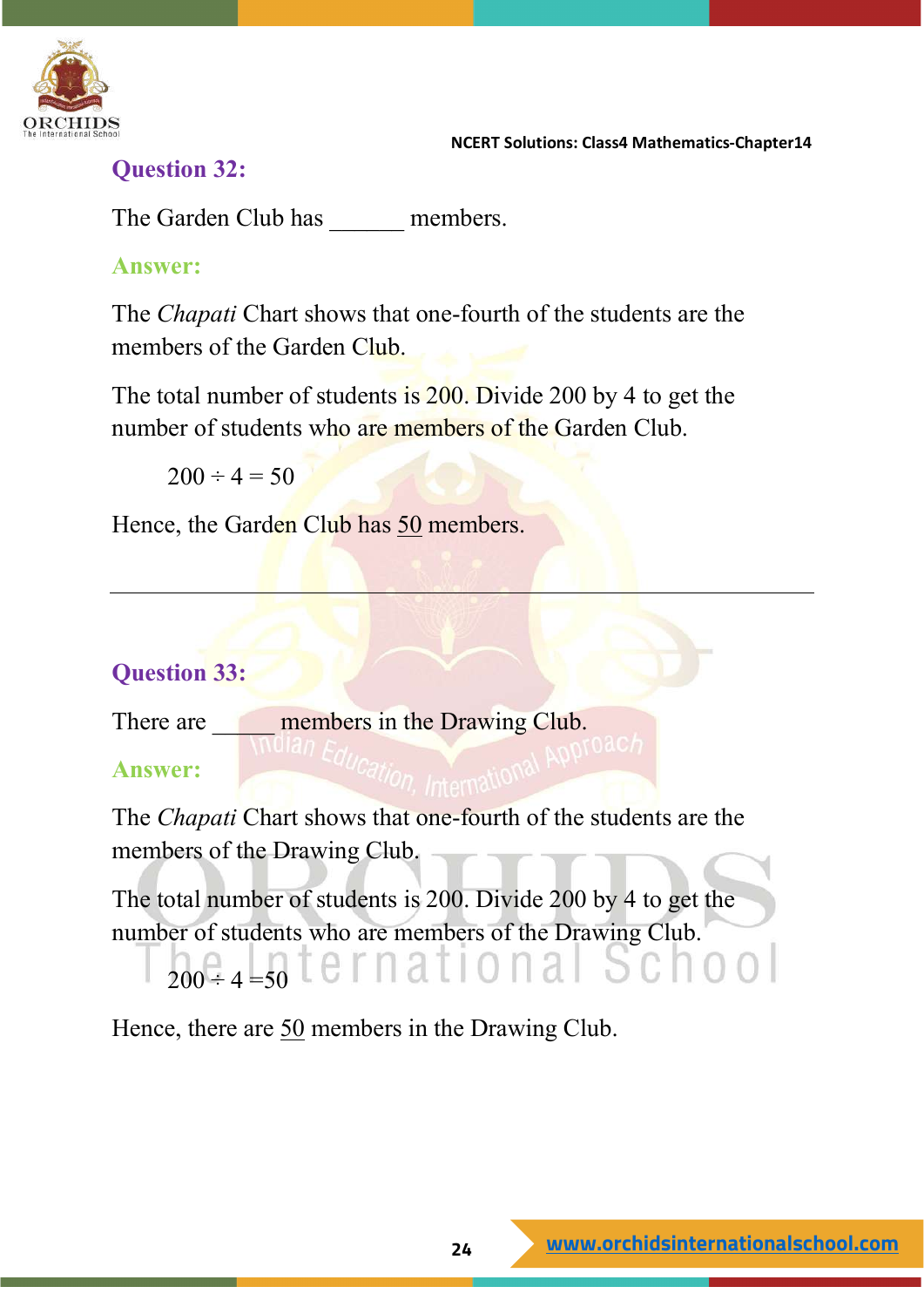### Question 32:

The Garden Club has ______ members.

**Answer:**

The *Chapati* Chart shows that one-fourth of the students are the members of the Garden Club.

The total number of students is 200. Divide 200 by 4 to get the number of students who are members of the Garden Club.

$$200 \div 4 = 50$$

Hence, the Garden Club has 50 members.

---

### Question 33:

There are _____ members in the Drawing Club.

**Answer:**

The *Chapati* Chart shows that one-fourth of the students are the members of the Drawing Club.

The total number of students is 200. Divide 200 by 4 to get the number of students who are members of the Drawing Club.

$$200 \div 4 = 50$$

Hence, there are 50 members in the Drawing Club.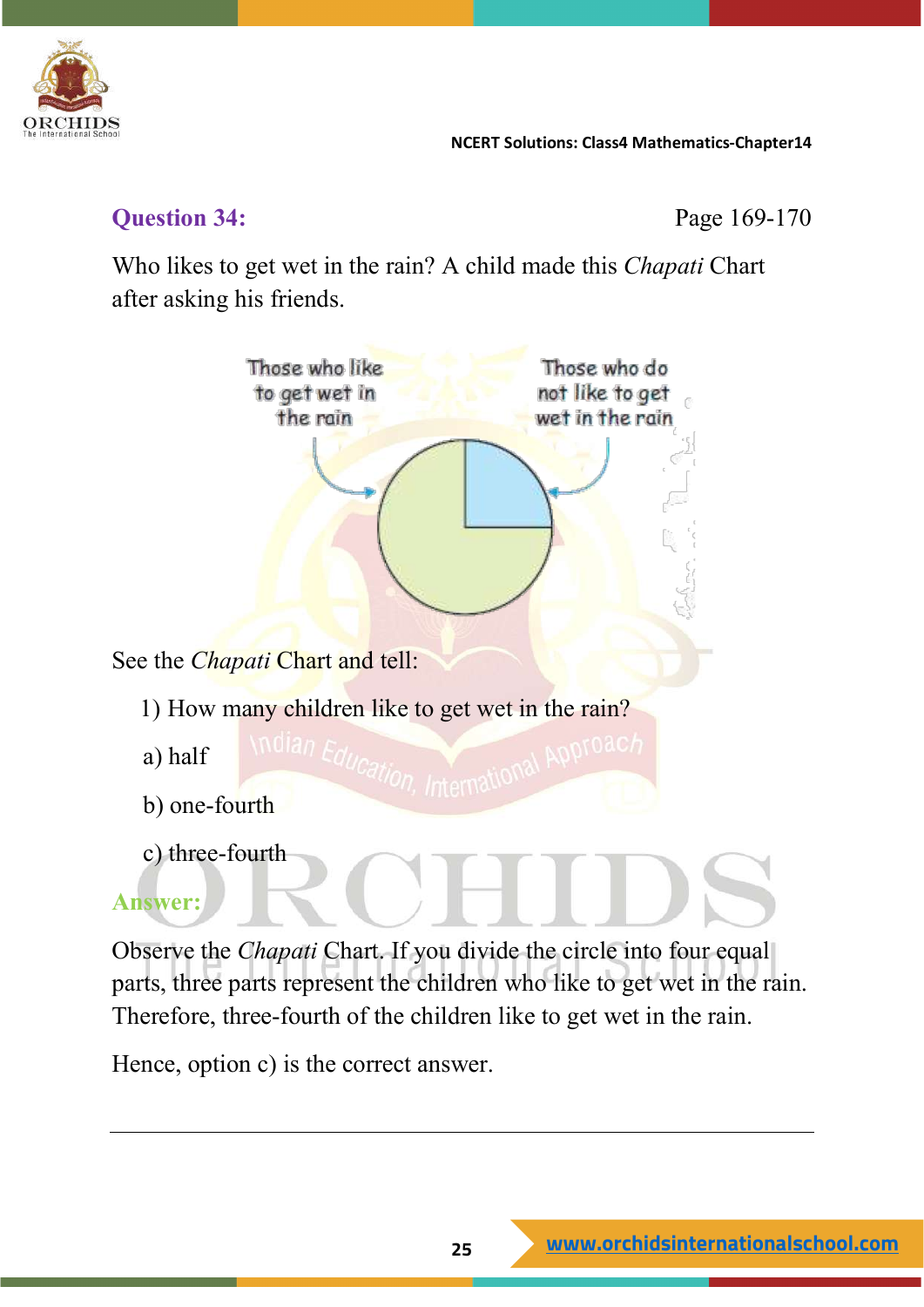**Question 34:** Page 169-170

Who likes to get wet in the rain? A child made this *Chapati* Chart after asking his friends.

Those who like to get wet in the rain

Those who do not like to get wet in the rain

See the *Chapati* Chart and tell:

1) How many children like to get wet in the rain?

a) half

b) one-fourth

c) three-fourth

**Answer:**

Observe the *Chapati* Chart. If you divide the circle into four equal parts, three parts represent the children who like to get wet in the rain. Therefore, three-fourth of the children like to get wet in the rain.

Hence, option c) is the correct answer.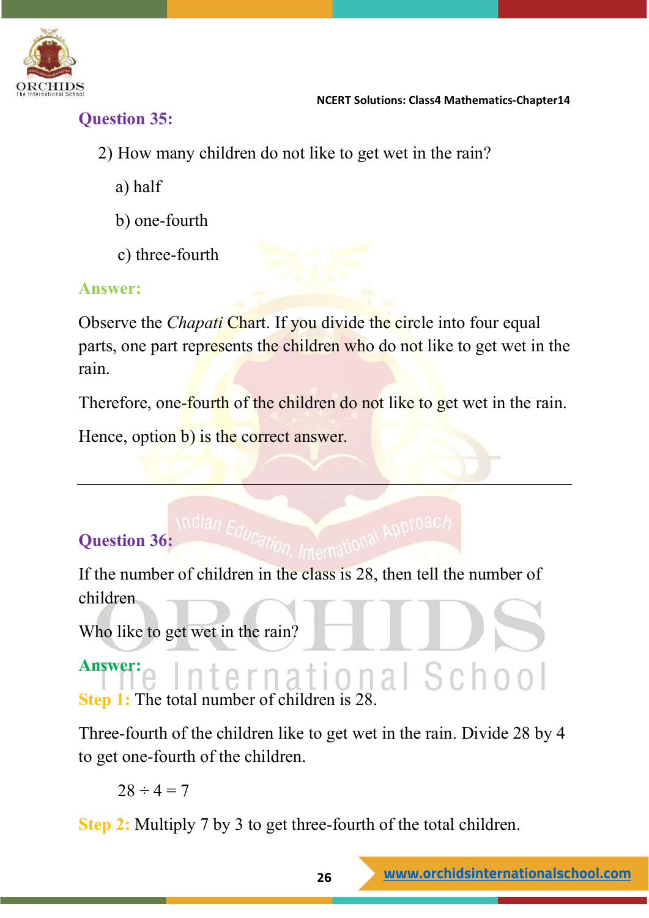### Question 35:

2) How many children do not like to get wet in the rain?

a) half

b) one-fourth

c) three-fourth

**Answer:**

Observe the *Chapati* Chart. If you divide the circle into four equal parts, one part represents the children who do not like to get wet in the rain.

Therefore, one-fourth of the children do not like to get wet in the rain.

Hence, option b) is the correct answer.

---

### Question 36:

If the number of children in the class is 28, then tell the number of children

Who like to get wet in the rain?

**Answer:**

**Step 1:** The total number of children is 28.

Three-fourth of the children like to get wet in the rain. Divide 28 by 4 to get one-fourth of the children.

$28 \div 4 = 7$

**Step 2:** Multiply 7 by 3 to get three-fourth of the total children.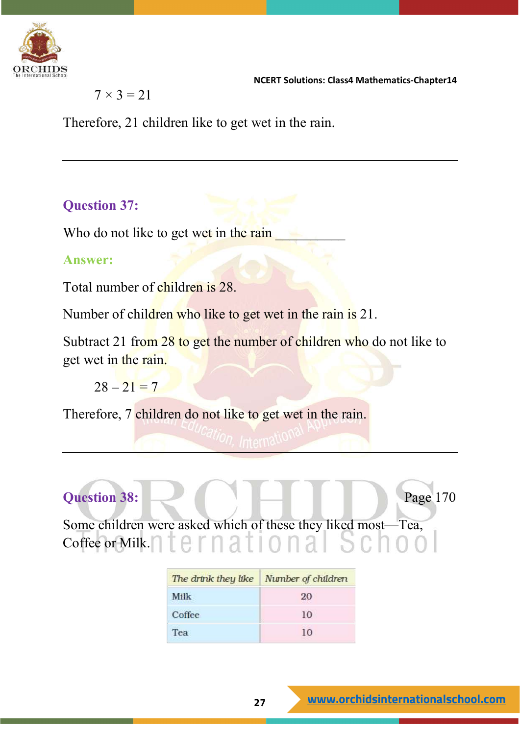$$7 \times 3 = 21$$

Therefore, 21 children like to get wet in the rain.

---

### Question 37:

Who do not like to get wet in the rain __________

### Answer:

Total number of children is 28.

Number of children who like to get wet in the rain is 21.

Subtract 21 from 28 to get the number of children who do not like to get wet in the rain.

$$28 - 21 = 7$$

Therefore, 7 children do not like to get wet in the rain.

---

### Question 38:

Page 170

Some children were asked which of these they liked most—Tea, Coffee or Milk.

| *The drink they like* | *Number of children* |
|---|---|
| Milk | 20 |
| Coffee | 10 |
| Tea | 10 |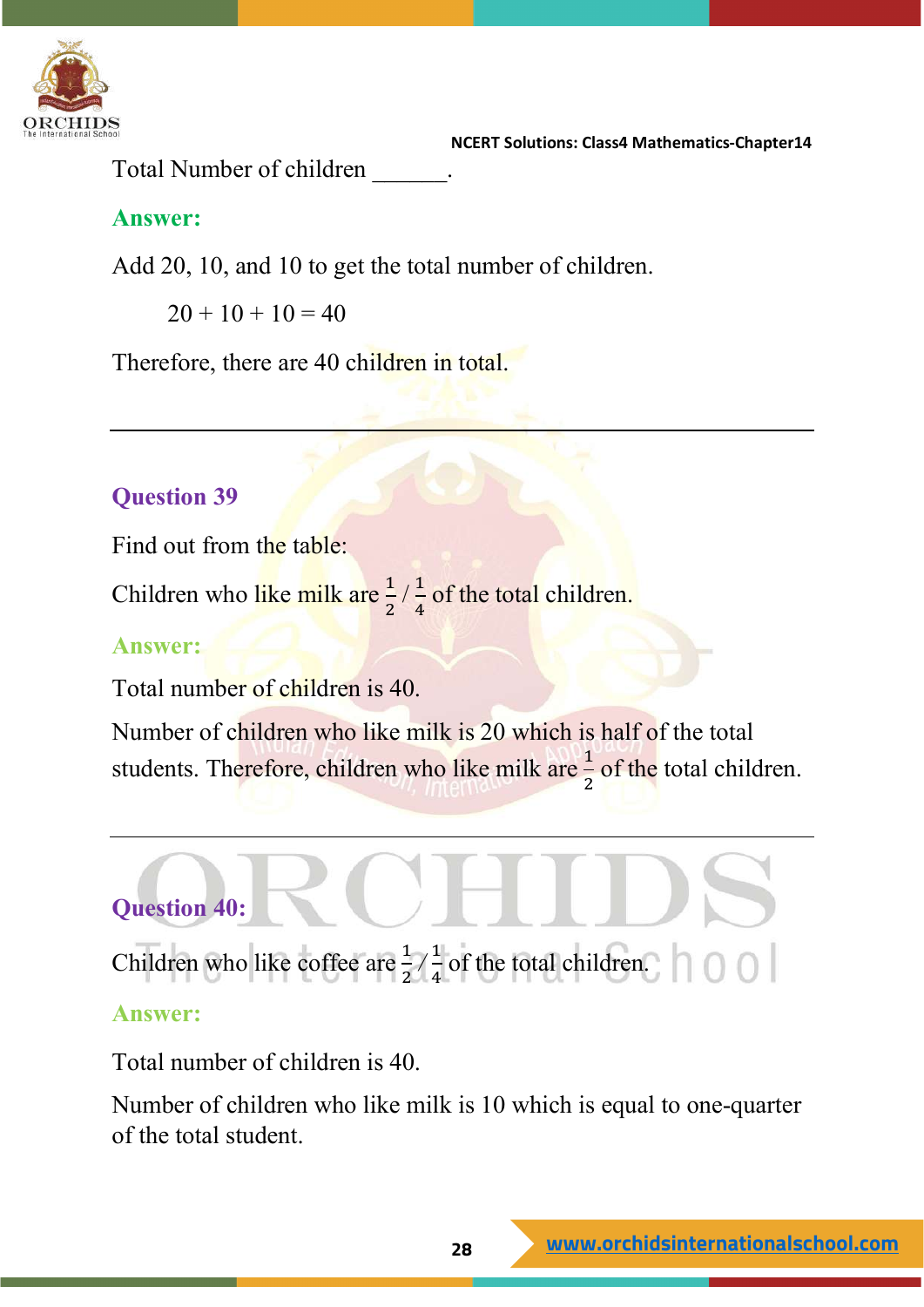Total Number of children ______.

**Answer:**

Add 20, 10, and 10 to get the total number of children.

$$20 + 10 + 10 = 40$$

Therefore, there are 40 children in total.

---

### Question 39

Find out from the table:

Children who like milk are $\frac{1}{2}$ / $\frac{1}{4}$ of the total children.

**Answer:**

Total number of children is 40.

Number of children who like milk is 20 which is half of the total students. Therefore, children who like milk are $\frac{1}{2}$ of the total children.

---

### Question 40:

Children who like coffee are $\frac{1}{2}$ / $\frac{1}{4}$ of the total children.

**Answer:**

Total number of children is 40.

Number of children who like milk is 10 which is equal to one-quarter of the total student.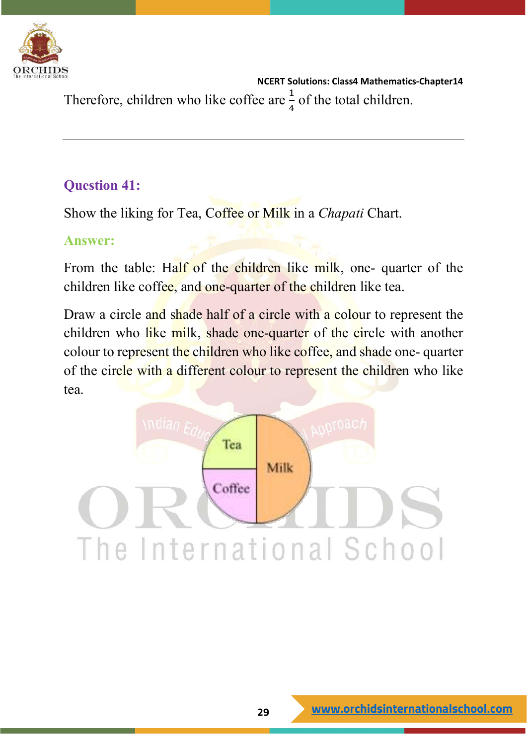Therefore, children who like coffee are $\frac{1}{4}$ of the total children.

---

**Question 41:**

Show the liking for Tea, Coffee or Milk in a *Chapati* Chart.

**Answer:**

From the table: Half of the children like milk, one- quarter of the children like coffee, and one-quarter of the children like tea.

Draw a circle and shade half of a circle with a colour to represent the children who like milk, shade one-quarter of the circle with another colour to represent the children who like coffee, and shade one- quarter of the circle with a different colour to represent the children who like tea.

Tea

Milk

Coffee